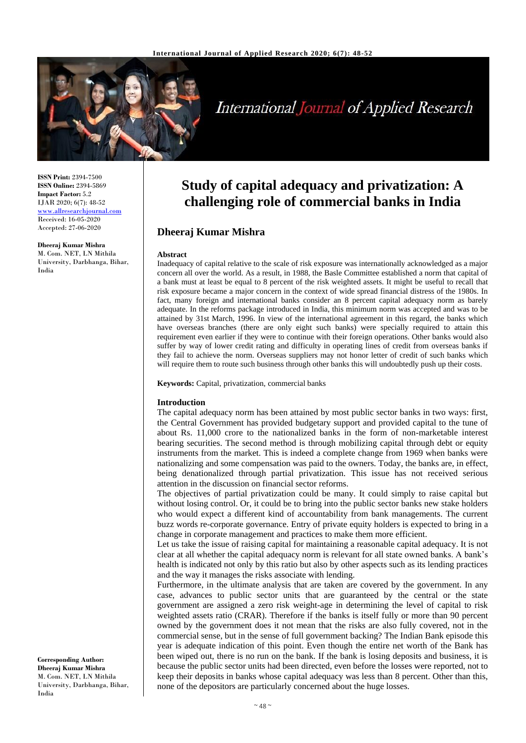**ISSN Print:** 2394-7500
**ISSN Online:** 2394-5869
**Impact Factor:** 5.2
IJAR 2020; 6(7): 48-52
www.allresearchjournal.com
Received: 16-05-2020
Accepted: 27-06-2020

**Dheeraj Kumar Mishra**
M. Com. NET, LN Mithila University, Darbhanga, Bihar, India

**Corresponding Author:**
**Dheeraj Kumar Mishra**
M. Com. NET, LN Mithila University, Darbhanga, Bihar, India

# Study of capital adequacy and privatization: A challenging role of commercial banks in India

## Dheeraj Kumar Mishra

### Abstract

Inadequacy of capital relative to the scale of risk exposure was internationally acknowledged as a major concern all over the world. As a result, in 1988, the Basle Committee established a norm that capital of a bank must at least be equal to 8 percent of the risk weighted assets. It might be useful to recall that risk exposure became a major concern in the context of wide spread financial distress of the 1980s. In fact, many foreign and international banks consider an 8 percent capital adequacy norm as barely adequate. In the reforms package introduced in India, this minimum norm was accepted and was to be attained by 31st March, 1996. In view of the international agreement in this regard, the banks which have overseas branches (there are only eight such banks) were specially required to attain this requirement even earlier if they were to continue with their foreign operations. Other banks would also suffer by way of lower credit rating and difficulty in operating lines of credit from overseas banks if they fail to achieve the norm. Overseas suppliers may not honor letter of credit of such banks which will require them to route such business through other banks this will undoubtedly push up their costs.

**Keywords:** Capital, privatization, commercial banks

### Introduction

The capital adequacy norm has been attained by most public sector banks in two ways: first, the Central Government has provided budgetary support and provided capital to the tune of about Rs. 11,000 crore to the nationalized banks in the form of non-marketable interest bearing securities. The second method is through mobilizing capital through debt or equity instruments from the market. This is indeed a complete change from 1969 when banks were nationalizing and some compensation was paid to the owners. Today, the banks are, in effect, being denationalized through partial privatization. This issue has not received serious attention in the discussion on financial sector reforms.

The objectives of partial privatization could be many. It could simply to raise capital but without losing control. Or, it could be to bring into the public sector banks new stake holders who would expect a different kind of accountability from bank managements. The current buzz words re-corporate governance. Entry of private equity holders is expected to bring in a change in corporate management and practices to make them more efficient.

Let us take the issue of raising capital for maintaining a reasonable capital adequacy. It is not clear at all whether the capital adequacy norm is relevant for all state owned banks. A bank's health is indicated not only by this ratio but also by other aspects such as its lending practices and the way it manages the risks associate with lending.

Furthermore, in the ultimate analysis that are taken are covered by the government. In any case, advances to public sector units that are guaranteed by the central or the state government are assigned a zero risk weight-age in determining the level of capital to risk weighted assets ratio (CRAR). Therefore if the banks is itself fully or more than 90 percent owned by the government does it not mean that the risks are also fully covered, not in the commercial sense, but in the sense of full government backing? The Indian Bank episode this year is adequate indication of this point. Even though the entire net worth of the Bank has been wiped out, there is no run on the bank. If the bank is losing deposits and business, it is because the public sector units had been directed, even before the losses were reported, not to keep their deposits in banks whose capital adequacy was less than 8 percent. Other than this, none of the depositors are particularly concerned about the huge losses.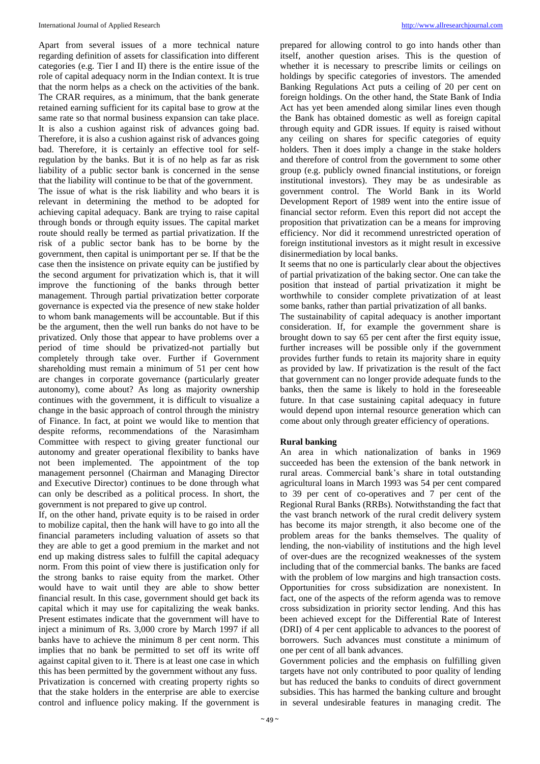Apart from several issues of a more technical nature regarding definition of assets for classification into different categories (e.g. Tier I and II) there is the entire issue of the role of capital adequacy norm in the Indian context. It is true that the norm helps as a check on the activities of the bank. The CRAR requires, as a minimum, that the bank generate retained earning sufficient for its capital base to grow at the same rate so that normal business expansion can take place. It is also a cushion against risk of advances going bad. Therefore, it is also a cushion against risk of advances going bad. Therefore, it is certainly an effective tool for self-regulation by the banks. But it is of no help as far as risk liability of a public sector bank is concerned in the sense that the liability will continue to be that of the government.

The issue of what is the risk liability and who bears it is relevant in determining the method to be adopted for achieving capital adequacy. Bank are trying to raise capital through bonds or through equity issues. The capital market route should really be termed as partial privatization. If the risk of a public sector bank has to be borne by the government, then capital is unimportant per se. If that be the case then the insistence on private equity can be justified by the second argument for privatization which is, that it will improve the functioning of the banks through better management. Through partial privatization better corporate governance is expected via the presence of new stake holder to whom bank managements will be accountable. But if this be the argument, then the well run banks do not have to be privatized. Only those that appear to have problems over a period of time should be privatized-not partially but completely through take over. Further if Government shareholding must remain a minimum of 51 per cent how are changes in corporate governance (particularly greater autonomy), come about? As long as majority ownership continues with the government, it is difficult to visualize a change in the basic approach of control through the ministry of Finance. In fact, at point we would like to mention that despite reforms, recommendations of the Narasimham Committee with respect to giving greater functional our autonomy and greater operational flexibility to banks have not been implemented. The appointment of the top management personnel (Chairman and Managing Director and Executive Director) continues to be done through what can only be described as a political process. In short, the government is not prepared to give up control.

If, on the other hand, private equity is to be raised in order to mobilize capital, then the hank will have to go into all the financial parameters including valuation of assets so that they are able to get a good premium in the market and not end up making distress sales to fulfill the capital adequacy norm. From this point of view there is justification only for the strong banks to raise equity from the market. Other would have to wait until they are able to show better financial result. In this case, government should get back its capital which it may use for capitalizing the weak banks. Present estimates indicate that the government will have to inject a minimum of Rs. 3,000 crore by March 1997 if all banks have to achieve the minimum 8 per cent norm. This implies that no bank be permitted to set off its write off against capital given to it. There is at least one case in which this has been permitted by the government without any fuss.

Privatization is concerned with creating property rights so that the stake holders in the enterprise are able to exercise control and influence policy making. If the government is prepared for allowing control to go into hands other than itself, another question arises. This is the question of whether it is necessary to prescribe limits or ceilings on holdings by specific categories of investors. The amended Banking Regulations Act puts a ceiling of 20 per cent on foreign holdings. On the other hand, the State Bank of India Act has yet been amended along similar lines even though the Bank has obtained domestic as well as foreign capital through equity and GDR issues. If equity is raised without any ceiling on shares for specific categories of equity holders. Then it does imply a change in the stake holders and therefore of control from the government to some other group (e.g. publicly owned financial institutions, or foreign institutional investors). They may be as undesirable as government control. The World Bank in its World Development Report of 1989 went into the entire issue of financial sector reform. Even this report did not accept the proposition that privatization can be a means for improving efficiency. Nor did it recommend unrestricted operation of foreign institutional investors as it might result in excessive disinermediation by local banks.

It seems that no one is particularly clear about the objectives of partial privatization of the baking sector. One can take the position that instead of partial privatization it might be worthwhile to consider complete privatization of at least some banks, rather than partial privatization of all banks.

The sustainability of capital adequacy is another important consideration. If, for example the government share is brought down to say 65 per cent after the first equity issue, further increases will be possible only if the government provides further funds to retain its majority share in equity as provided by law. If privatization is the result of the fact that government can no longer provide adequate funds to the banks, then the same is likely to hold in the foreseeable future. In that case sustaining capital adequacy in future would depend upon internal resource generation which can come about only through greater efficiency of operations.

**Rural banking**

An area in which nationalization of banks in 1969 succeeded has been the extension of the bank network in rural areas. Commercial bank's share in total outstanding agricultural loans in March 1993 was 54 per cent compared to 39 per cent of co-operatives and 7 per cent of the Regional Rural Banks (RRBs). Notwithstanding the fact that the vast branch network of the rural credit delivery system has become its major strength, it also become one of the problem areas for the banks themselves. The quality of lending, the non-viability of institutions and the high level of over-dues are the recognized weaknesses of the system including that of the commercial banks. The banks are faced with the problem of low margins and high transaction costs. Opportunities for cross subsidization are nonexistent. In fact, one of the aspects of the reform agenda was to remove cross subsidization in priority sector lending. And this has been achieved except for the Differential Rate of Interest (DRI) of 4 per cent applicable to advances to the poorest of borrowers. Such advances must constitute a minimum of one per cent of all bank advances.

Government policies and the emphasis on fulfilling given targets have not only contributed to poor quality of lending but has reduced the banks to conduits of direct government subsidies. This has harmed the banking culture and brought in several undesirable features in managing credit. The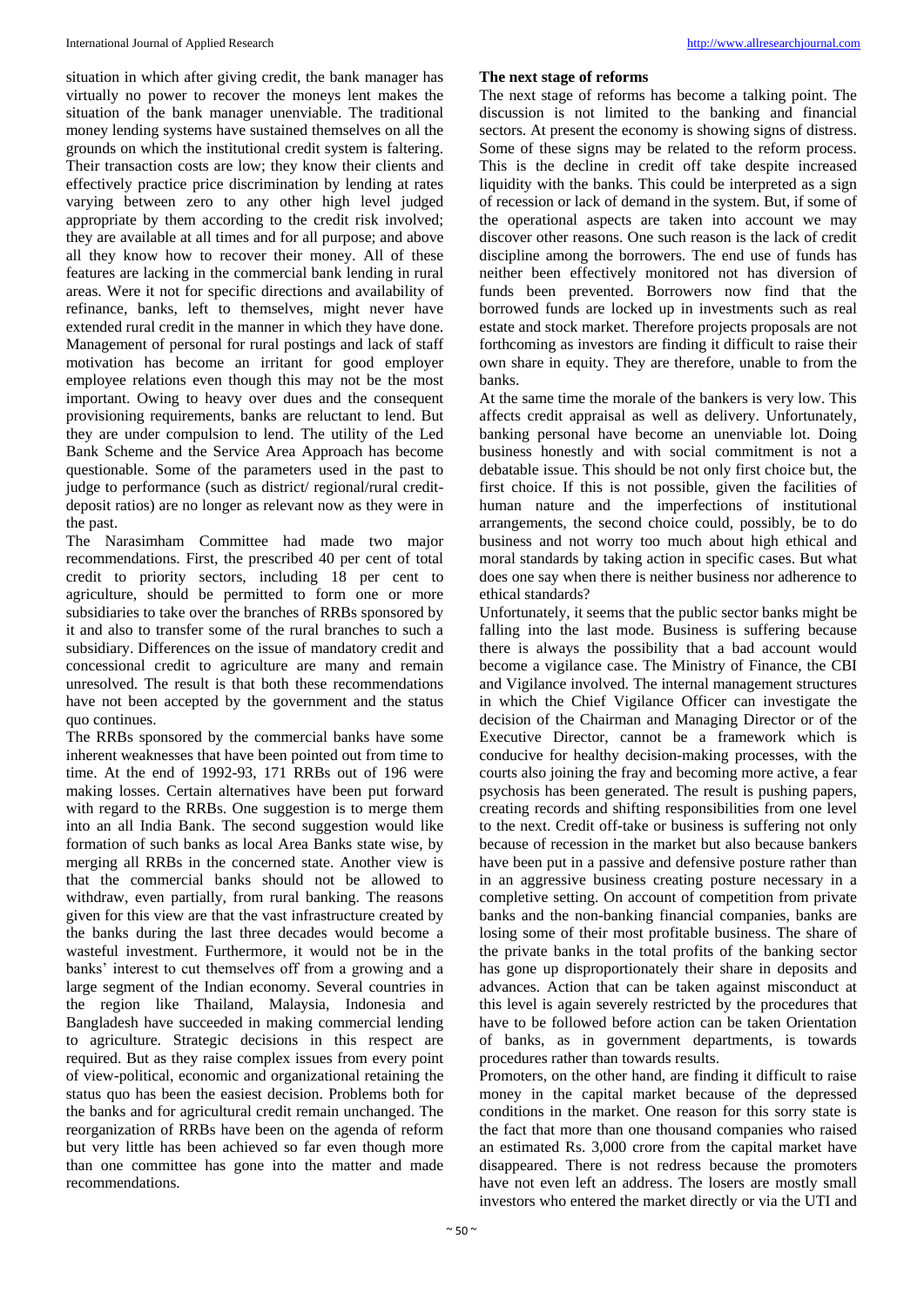situation in which after giving credit, the bank manager has virtually no power to recover the moneys lent makes the situation of the bank manager unenviable. The traditional money lending systems have sustained themselves on all the grounds on which the institutional credit system is faltering. Their transaction costs are low; they know their clients and effectively practice price discrimination by lending at rates varying between zero to any other high level judged appropriate by them according to the credit risk involved; they are available at all times and for all purpose; and above all they know how to recover their money. All of these features are lacking in the commercial bank lending in rural areas. Were it not for specific directions and availability of refinance, banks, left to themselves, might never have extended rural credit in the manner in which they have done. Management of personal for rural postings and lack of staff motivation has become an irritant for good employer employee relations even though this may not be the most important. Owing to heavy over dues and the consequent provisioning requirements, banks are reluctant to lend. But they are under compulsion to lend. The utility of the Led Bank Scheme and the Service Area Approach has become questionable. Some of the parameters used in the past to judge to performance (such as district/ regional/rural credit-deposit ratios) are no longer as relevant now as they were in the past.

The Narasimham Committee had made two major recommendations. First, the prescribed 40 per cent of total credit to priority sectors, including 18 per cent to agriculture, should be permitted to form one or more subsidiaries to take over the branches of RRBs sponsored by it and also to transfer some of the rural branches to such a subsidiary. Differences on the issue of mandatory credit and concessional credit to agriculture are many and remain unresolved. The result is that both these recommendations have not been accepted by the government and the status quo continues.

The RRBs sponsored by the commercial banks have some inherent weaknesses that have been pointed out from time to time. At the end of 1992-93, 171 RRBs out of 196 were making losses. Certain alternatives have been put forward with regard to the RRBs. One suggestion is to merge them into an all India Bank. The second suggestion would like formation of such banks as local Area Banks state wise, by merging all RRBs in the concerned state. Another view is that the commercial banks should not be allowed to withdraw, even partially, from rural banking. The reasons given for this view are that the vast infrastructure created by the banks during the last three decades would become a wasteful investment. Furthermore, it would not be in the banks' interest to cut themselves off from a growing and a large segment of the Indian economy. Several countries in the region like Thailand, Malaysia, Indonesia and Bangladesh have succeeded in making commercial lending to agriculture. Strategic decisions in this respect are required. But as they raise complex issues from every point of view-political, economic and organizational retaining the status quo has been the easiest decision. Problems both for the banks and for agricultural credit remain unchanged. The reorganization of RRBs have been on the agenda of reform but very little has been achieved so far even though more than one committee has gone into the matter and made recommendations.

### The next stage of reforms

The next stage of reforms has become a talking point. The discussion is not limited to the banking and financial sectors. At present the economy is showing signs of distress. Some of these signs may be related to the reform process. This is the decline in credit off take despite increased liquidity with the banks. This could be interpreted as a sign of recession or lack of demand in the system. But, if some of the operational aspects are taken into account we may discover other reasons. One such reason is the lack of credit discipline among the borrowers. The end use of funds has neither been effectively monitored not has diversion of funds been prevented. Borrowers now find that the borrowed funds are locked up in investments such as real estate and stock market. Therefore projects proposals are not forthcoming as investors are finding it difficult to raise their own share in equity. They are therefore, unable to from the banks.

At the same time the morale of the bankers is very low. This affects credit appraisal as well as delivery. Unfortunately, banking personal have become an unenviable lot. Doing business honestly and with social commitment is not a debatable issue. This should be not only first choice but, the first choice. If this is not possible, given the facilities of human nature and the imperfections of institutional arrangements, the second choice could, possibly, be to do business and not worry too much about high ethical and moral standards by taking action in specific cases. But what does one say when there is neither business nor adherence to ethical standards?

Unfortunately, it seems that the public sector banks might be falling into the last mode. Business is suffering because there is always the possibility that a bad account would become a vigilance case. The Ministry of Finance, the CBI and Vigilance involved. The internal management structures in which the Chief Vigilance Officer can investigate the decision of the Chairman and Managing Director or of the Executive Director, cannot be a framework which is conducive for healthy decision-making processes, with the courts also joining the fray and becoming more active, a fear psychosis has been generated. The result is pushing papers, creating records and shifting responsibilities from one level to the next. Credit off-take or business is suffering not only because of recession in the market but also because bankers have been put in a passive and defensive posture rather than in an aggressive business creating posture necessary in a completive setting. On account of competition from private banks and the non-banking financial companies, banks are losing some of their most profitable business. The share of the private banks in the total profits of the banking sector has gone up disproportionately their share in deposits and advances. Action that can be taken against misconduct at this level is again severely restricted by the procedures that have to be followed before action can be taken Orientation of banks, as in government departments, is towards procedures rather than towards results.

Promoters, on the other hand, are finding it difficult to raise money in the capital market because of the depressed conditions in the market. One reason for this sorry state is the fact that more than one thousand companies who raised an estimated Rs. 3,000 crore from the capital market have disappeared. There is not redress because the promoters have not even left an address. The losers are mostly small investors who entered the market directly or via the UTI and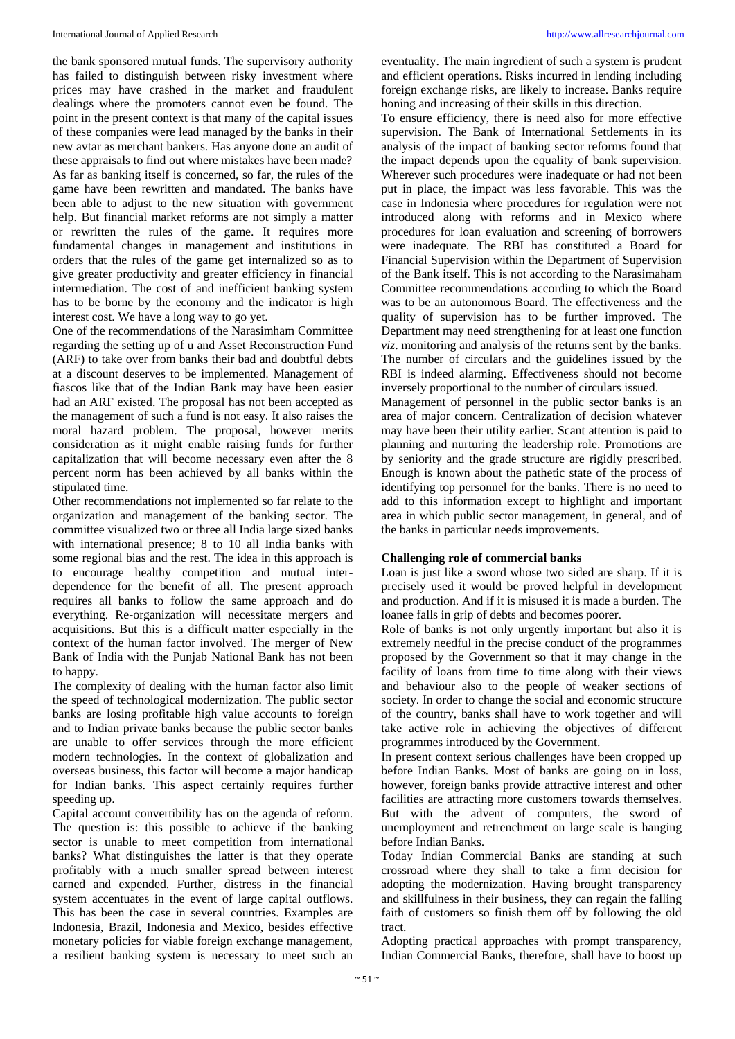the bank sponsored mutual funds. The supervisory authority has failed to distinguish between risky investment where prices may have crashed in the market and fraudulent dealings where the promoters cannot even be found. The point in the present context is that many of the capital issues of these companies were lead managed by the banks in their new avtar as merchant bankers. Has anyone done an audit of these appraisals to find out where mistakes have been made? As far as banking itself is concerned, so far, the rules of the game have been rewritten and mandated. The banks have been able to adjust to the new situation with government help. But financial market reforms are not simply a matter or rewritten the rules of the game. It requires more fundamental changes in management and institutions in orders that the rules of the game get internalized so as to give greater productivity and greater efficiency in financial intermediation. The cost of and inefficient banking system has to be borne by the economy and the indicator is high interest cost. We have a long way to go yet.

One of the recommendations of the Narasimham Committee regarding the setting up of u and Asset Reconstruction Fund (ARF) to take over from banks their bad and doubtful debts at a discount deserves to be implemented. Management of fiascos like that of the Indian Bank may have been easier had an ARF existed. The proposal has not been accepted as the management of such a fund is not easy. It also raises the moral hazard problem. The proposal, however merits consideration as it might enable raising funds for further capitalization that will become necessary even after the 8 percent norm has been achieved by all banks within the stipulated time.

Other recommendations not implemented so far relate to the organization and management of the banking sector. The committee visualized two or three all India large sized banks with international presence; 8 to 10 all India banks with some regional bias and the rest. The idea in this approach is to encourage healthy competition and mutual inter-dependence for the benefit of all. The present approach requires all banks to follow the same approach and do everything. Re-organization will necessitate mergers and acquisitions. But this is a difficult matter especially in the context of the human factor involved. The merger of New Bank of India with the Punjab National Bank has not been to happy.

The complexity of dealing with the human factor also limit the speed of technological modernization. The public sector banks are losing profitable high value accounts to foreign and to Indian private banks because the public sector banks are unable to offer services through the more efficient modern technologies. In the context of globalization and overseas business, this factor will become a major handicap for Indian banks. This aspect certainly requires further speeding up.

Capital account convertibility has on the agenda of reform. The question is: this possible to achieve if the banking sector is unable to meet competition from international banks? What distinguishes the latter is that they operate profitably with a much smaller spread between interest earned and expended. Further, distress in the financial system accentuates in the event of large capital outflows. This has been the case in several countries. Examples are Indonesia, Brazil, Indonesia and Mexico, besides effective monetary policies for viable foreign exchange management, a resilient banking system is necessary to meet such an eventuality. The main ingredient of such a system is prudent and efficient operations. Risks incurred in lending including foreign exchange risks, are likely to increase. Banks require honing and increasing of their skills in this direction.

To ensure efficiency, there is need also for more effective supervision. The Bank of International Settlements in its analysis of the impact of banking sector reforms found that the impact depends upon the equality of bank supervision. Wherever such procedures were inadequate or had not been put in place, the impact was less favorable. This was the case in Indonesia where procedures for regulation were not introduced along with reforms and in Mexico where procedures for loan evaluation and screening of borrowers were inadequate. The RBI has constituted a Board for Financial Supervision within the Department of Supervision of the Bank itself. This is not according to the Narasimaham Committee recommendations according to which the Board was to be an autonomous Board. The effectiveness and the quality of supervision has to be further improved. The Department may need strengthening for at least one function *viz*. monitoring and analysis of the returns sent by the banks. The number of circulars and the guidelines issued by the RBI is indeed alarming. Effectiveness should not become inversely proportional to the number of circulars issued.

Management of personnel in the public sector banks is an area of major concern. Centralization of decision whatever may have been their utility earlier. Scant attention is paid to planning and nurturing the leadership role. Promotions are by seniority and the grade structure are rigidly prescribed. Enough is known about the pathetic state of the process of identifying top personnel for the banks. There is no need to add to this information except to highlight and important area in which public sector management, in general, and of the banks in particular needs improvements.

**Challenging role of commercial banks**

Loan is just like a sword whose two sided are sharp. If it is precisely used it would be proved helpful in development and production. And if it is misused it is made a burden. The loanee falls in grip of debts and becomes poorer.

Role of banks is not only urgently important but also it is extremely needful in the precise conduct of the programmes proposed by the Government so that it may change in the facility of loans from time to time along with their views and behaviour also to the people of weaker sections of society. In order to change the social and economic structure of the country, banks shall have to work together and will take active role in achieving the objectives of different programmes introduced by the Government.

In present context serious challenges have been cropped up before Indian Banks. Most of banks are going on in loss, however, foreign banks provide attractive interest and other facilities are attracting more customers towards themselves. But with the advent of computers, the sword of unemployment and retrenchment on large scale is hanging before Indian Banks.

Today Indian Commercial Banks are standing at such crossroad where they shall to take a firm decision for adopting the modernization. Having brought transparency and skillfulness in their business, they can regain the falling faith of customers so finish them off by following the old tract.

Adopting practical approaches with prompt transparency, Indian Commercial Banks, therefore, shall have to boost up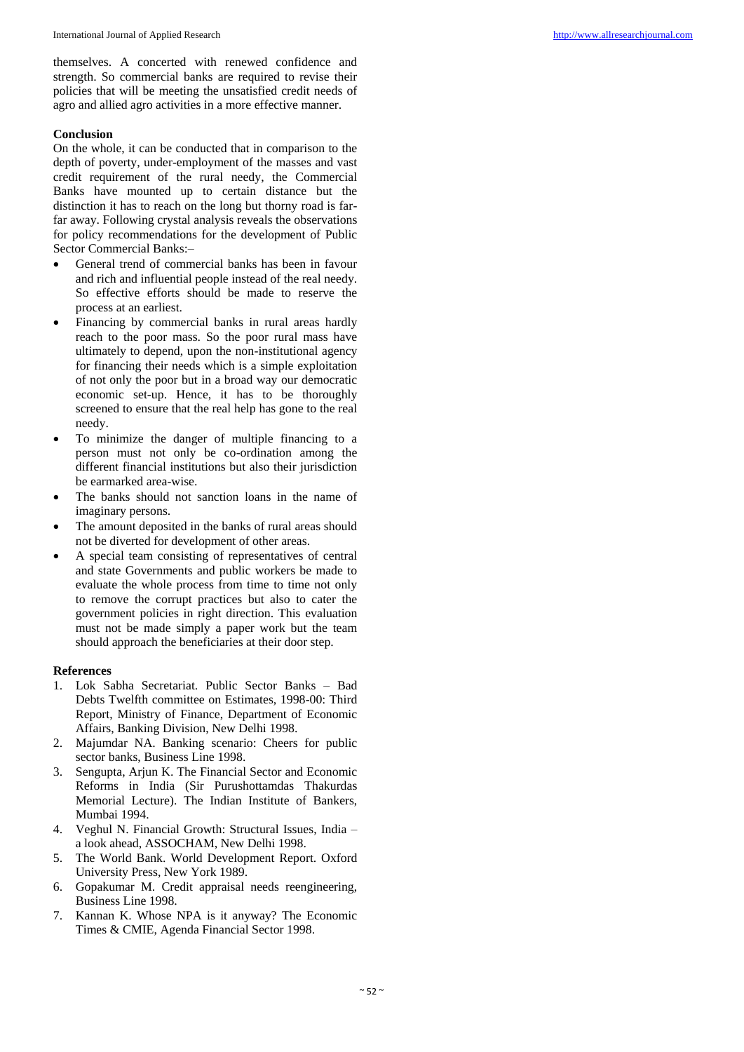themselves. A concerted with renewed confidence and strength. So commercial banks are required to revise their policies that will be meeting the unsatisfied credit needs of agro and allied agro activities in a more effective manner.

## Conclusion

On the whole, it can be conducted that in comparison to the depth of poverty, under-employment of the masses and vast credit requirement of the rural needy, the Commercial Banks have mounted up to certain distance but the distinction it has to reach on the long but thorny road is far-far away. Following crystal analysis reveals the observations for policy recommendations for the development of Public Sector Commercial Banks:–

- General trend of commercial banks has been in favour and rich and influential people instead of the real needy. So effective efforts should be made to reserve the process at an earliest.
- Financing by commercial banks in rural areas hardly reach to the poor mass. So the poor rural mass have ultimately to depend, upon the non-institutional agency for financing their needs which is a simple exploitation of not only the poor but in a broad way our democratic economic set-up. Hence, it has to be thoroughly screened to ensure that the real help has gone to the real needy.
- To minimize the danger of multiple financing to a person must not only be co-ordination among the different financial institutions but also their jurisdiction be earmarked area-wise.
- The banks should not sanction loans in the name of imaginary persons.
- The amount deposited in the banks of rural areas should not be diverted for development of other areas.
- A special team consisting of representatives of central and state Governments and public workers be made to evaluate the whole process from time to time not only to remove the corrupt practices but also to cater the government policies in right direction. This evaluation must not be made simply a paper work but the team should approach the beneficiaries at their door step.

## References

1. Lok Sabha Secretariat. Public Sector Banks – Bad Debts Twelfth committee on Estimates, 1998-00: Third Report, Ministry of Finance, Department of Economic Affairs, Banking Division, New Delhi 1998.
2. Majumdar NA. Banking scenario: Cheers for public sector banks, Business Line 1998.
3. Sengupta, Arjun K. The Financial Sector and Economic Reforms in India (Sir Purushottamdas Thakurdas Memorial Lecture). The Indian Institute of Bankers, Mumbai 1994.
4. Veghul N. Financial Growth: Structural Issues, India – a look ahead, ASSOCHAM, New Delhi 1998.
5. The World Bank. World Development Report. Oxford University Press, New York 1989.
6. Gopakumar M. Credit appraisal needs reengineering, Business Line 1998.
7. Kannan K. Whose NPA is it anyway? The Economic Times & CMIE, Agenda Financial Sector 1998.